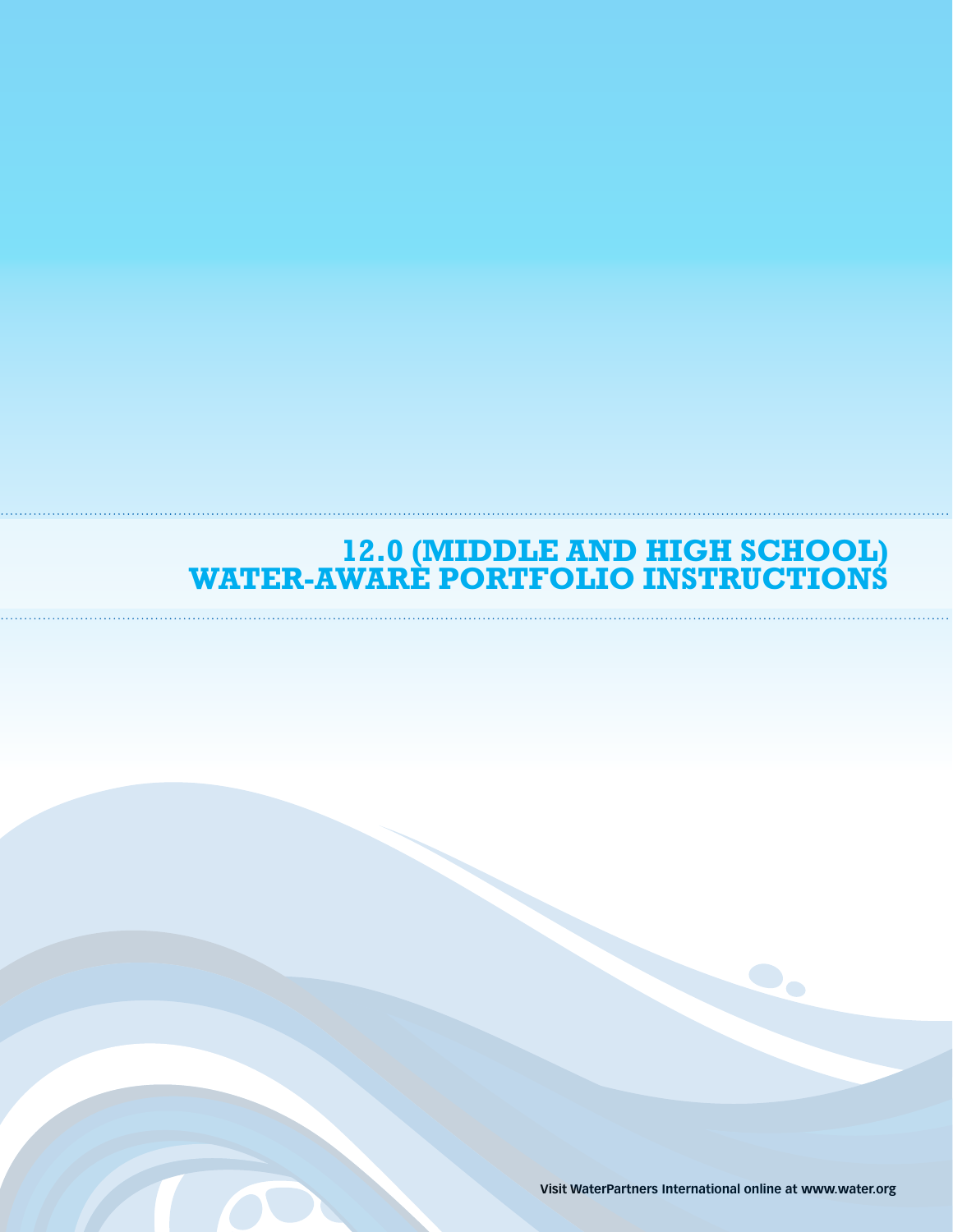# 12.0 (MIDDLE AND HIGH SCHOOL) WATER-AWARE PORTFOLIO INSTRUCTIONS

**Visit WaterPartners International online at www.water.org**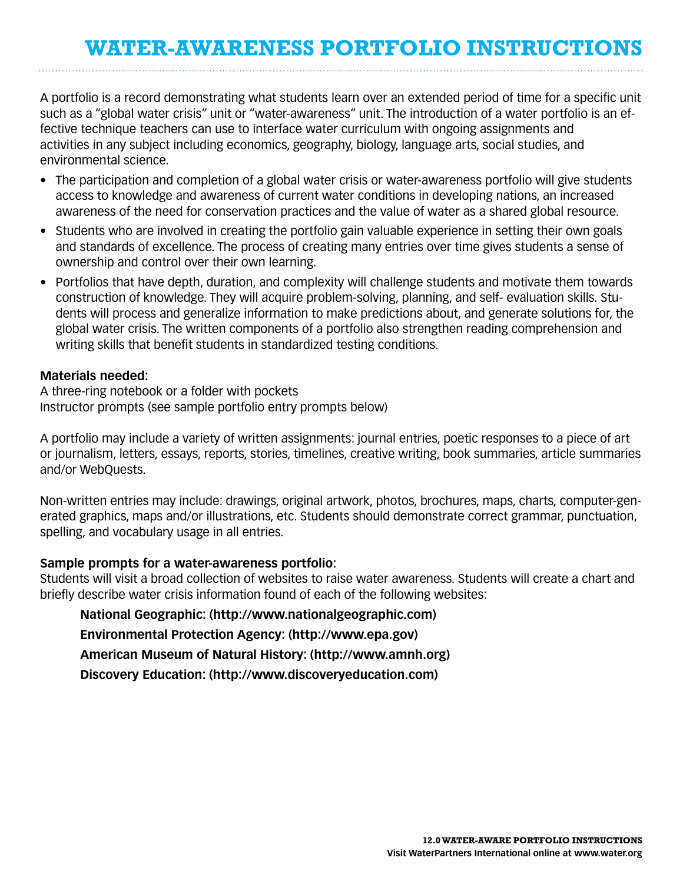# WATER-AWARENESS PORTFOLIO INSTRUCTIONS

A portfolio is a record demonstrating what students learn over an extended period of time for a specific unit such as a "global water crisis" unit or "water-awareness" unit. The introduction of a water portfolio is an effective technique teachers can use to interface water curriculum with ongoing assignments and activities in any subject including economics, geography, biology, language arts, social studies, and environmental science.

- The participation and completion of a global water crisis or water-awareness portfolio will give students access to knowledge and awareness of current water conditions in developing nations, an increased awareness of the need for conservation practices and the value of water as a shared global resource.
- Students who are involved in creating the portfolio gain valuable experience in setting their own goals and standards of excellence. The process of creating many entries over time gives students a sense of ownership and control over their own learning.
- Portfolios that have depth, duration, and complexity will challenge students and motivate them towards construction of knowledge. They will acquire problem-solving, planning, and self- evaluation skills. Students will process and generalize information to make predictions about, and generate solutions for, the global water crisis. The written components of a portfolio also strengthen reading comprehension and writing skills that benefit students in standardized testing conditions.

**Materials needed:**
A three-ring notebook or a folder with pockets
Instructor prompts (see sample portfolio entry prompts below)

A portfolio may include a variety of written assignments: journal entries, poetic responses to a piece of art or journalism, letters, essays, reports, stories, timelines, creative writing, book summaries, article summaries and/or WebQuests.

Non-written entries may include: drawings, original artwork, photos, brochures, maps, charts, computer-generated graphics, maps and/or illustrations, etc. Students should demonstrate correct grammar, punctuation, spelling, and vocabulary usage in all entries.

**Sample prompts for a water-awareness portfolio:**
Students will visit a broad collection of websites to raise water awareness. Students will create a chart and briefly describe water crisis information found of each of the following websites:

**National Geographic: (http://www.nationalgeographic.com)**
**Environmental Protection Agency: (http://www.epa.gov)**
**American Museum of Natural History: (http://www.amnh.org)**
**Discovery Education: (http://www.discoveryeducation.com)**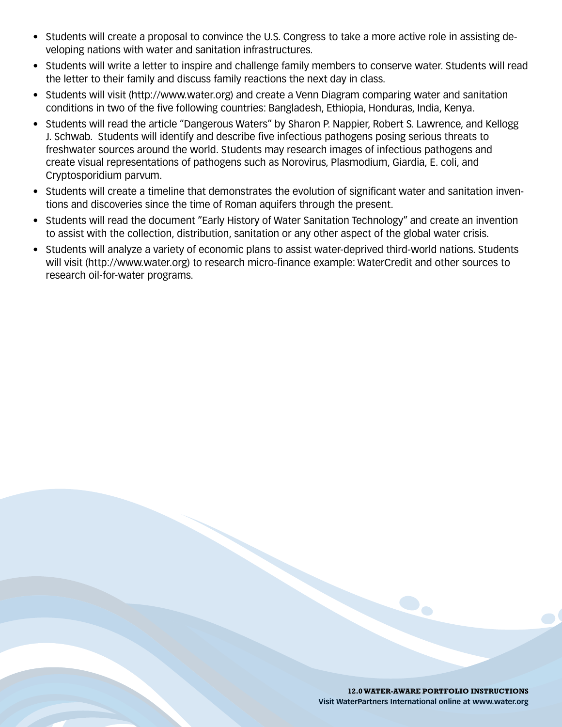- Students will create a proposal to convince the U.S. Congress to take a more active role in assisting developing nations with water and sanitation infrastructures.
- Students will write a letter to inspire and challenge family members to conserve water. Students will read the letter to their family and discuss family reactions the next day in class.
- Students will visit (http://www.water.org) and create a Venn Diagram comparing water and sanitation conditions in two of the five following countries: Bangladesh, Ethiopia, Honduras, India, Kenya.
- Students will read the article "Dangerous Waters" by Sharon P. Nappier, Robert S. Lawrence, and Kellogg J. Schwab. Students will identify and describe five infectious pathogens posing serious threats to freshwater sources around the world. Students may research images of infectious pathogens and create visual representations of pathogens such as Norovirus, Plasmodium, Giardia, E. coli, and Cryptosporidium parvum.
- Students will create a timeline that demonstrates the evolution of significant water and sanitation inventions and discoveries since the time of Roman aquifers through the present.
- Students will read the document "Early History of Water Sanitation Technology" and create an invention to assist with the collection, distribution, sanitation or any other aspect of the global water crisis.
- Students will analyze a variety of economic plans to assist water-deprived third-world nations. Students will visit (http://www.water.org) to research micro-finance example: WaterCredit and other sources to research oil-for-water programs.